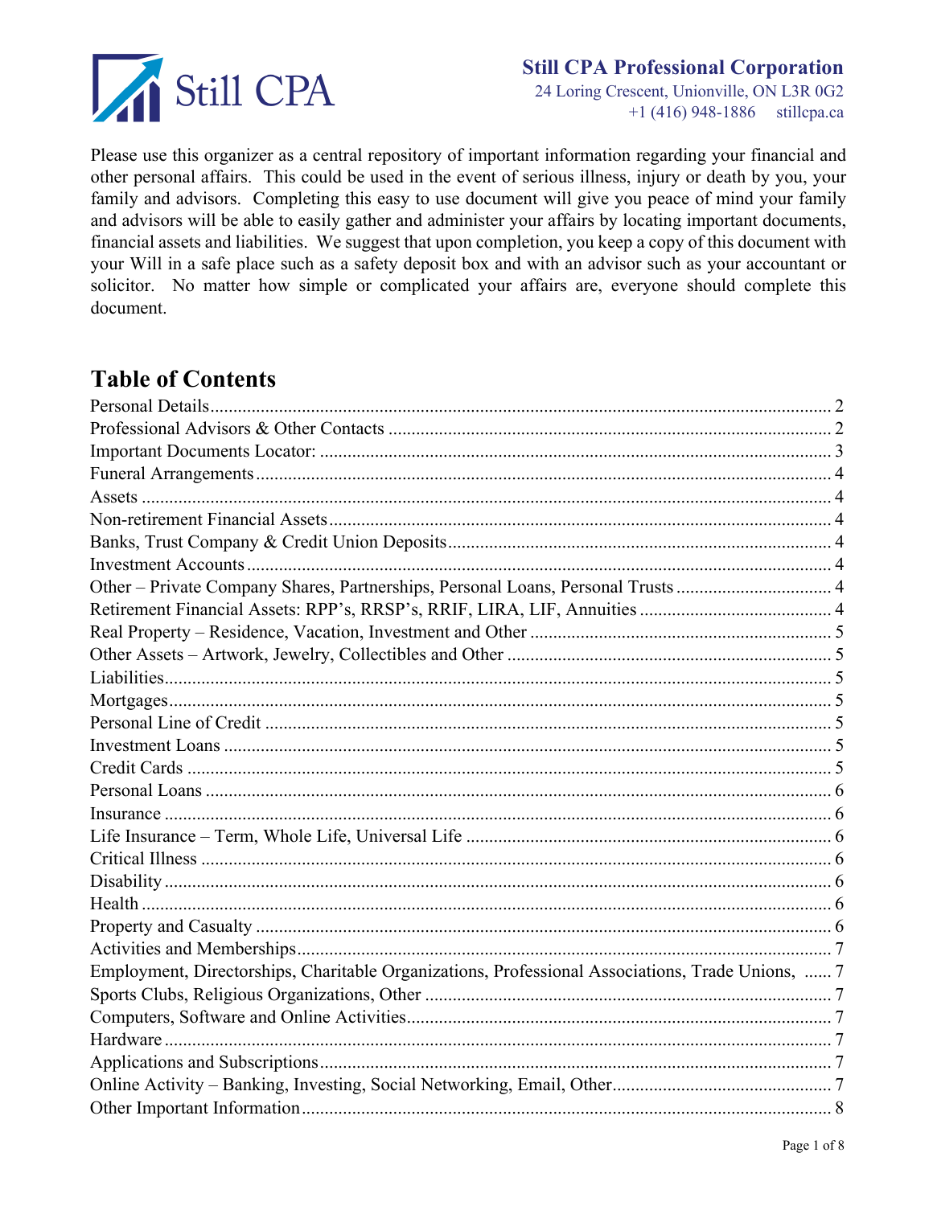**Still CPA Professional Corporation**
24 Loring Crescent, Unionville, ON L3R 0G2
+1 (416) 948-1886 stillcpa.ca

Please use this organizer as a central repository of important information regarding your financial and other personal affairs. This could be used in the event of serious illness, injury or death by you, your family and advisors. Completing this easy to use document will give you peace of mind your family and advisors will be able to easily gather and administer your affairs by locating important documents, financial assets and liabilities. We suggest that upon completion, you keep a copy of this document with your Will in a safe place such as a safety deposit box and with an advisor such as your accountant or solicitor. No matter how simple or complicated your affairs are, everyone should complete this document.

## Table of Contents

Personal Details ........ 2
Professional Advisors & Other Contacts ........ 2
Important Documents Locator: ........ 3
Funeral Arrangements ........ 4
Assets ........ 4
Non-retirement Financial Assets ........ 4
Banks, Trust Company & Credit Union Deposits ........ 4
Investment Accounts ........ 4
Other – Private Company Shares, Partnerships, Personal Loans, Personal Trusts ........ 4
Retirement Financial Assets: RPP's, RRSP's, RRIF, LIRA, LIF, Annuities ........ 4
Real Property – Residence, Vacation, Investment and Other ........ 5
Other Assets – Artwork, Jewelry, Collectibles and Other ........ 5
Liabilities ........ 5
Mortgages ........ 5
Personal Line of Credit ........ 5
Investment Loans ........ 5
Credit Cards ........ 5
Personal Loans ........ 6
Insurance ........ 6
Life Insurance – Term, Whole Life, Universal Life ........ 6
Critical Illness ........ 6
Disability ........ 6
Health ........ 6
Property and Casualty ........ 6
Activities and Memberships ........ 7
Employment, Directorships, Charitable Organizations, Professional Associations, Trade Unions, ........ 7
Sports Clubs, Religious Organizations, Other ........ 7
Computers, Software and Online Activities ........ 7
Hardware ........ 7
Applications and Subscriptions ........ 7
Online Activity – Banking, Investing, Social Networking, Email, Other ........ 7
Other Important Information ........ 8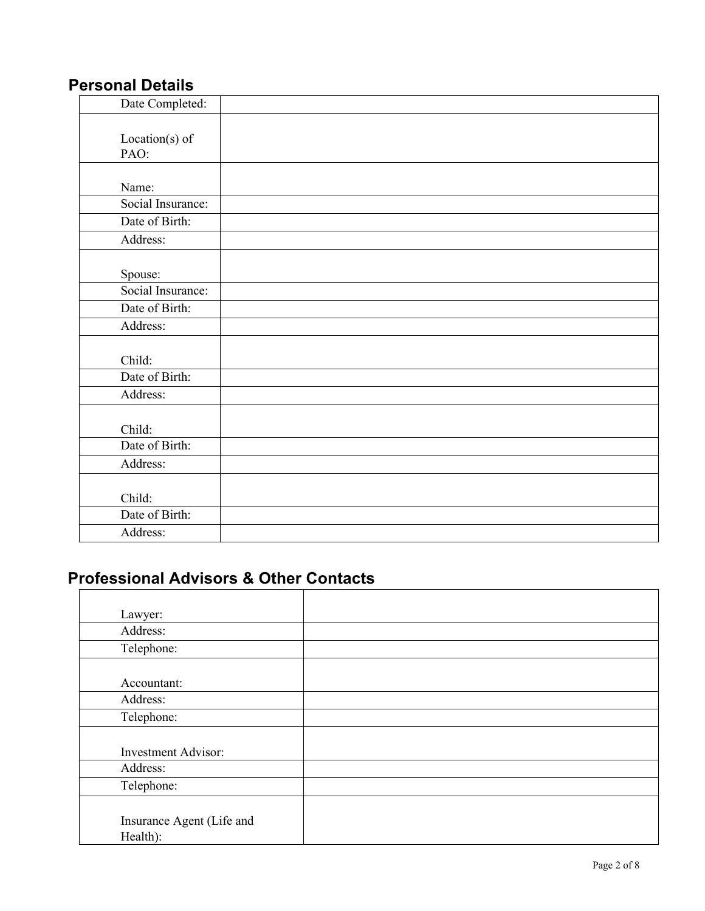## Personal Details

| | |
|---|---|
| Date Completed: | |
| Location(s) of PAO: | |
| Name: | |
| Social Insurance: | |
| Date of Birth: | |
| Address: | |
| Spouse: | |
| Social Insurance: | |
| Date of Birth: | |
| Address: | |
| Child: | |
| Date of Birth: | |
| Address: | |
| Child: | |
| Date of Birth: | |
| Address: | |
| Child: | |
| Date of Birth: | |
| Address: | |

## Professional Advisors & Other Contacts

| | |
|---|---|
| Lawyer: | |
| Address: | |
| Telephone: | |
| Accountant: | |
| Address: | |
| Telephone: | |
| Investment Advisor: | |
| Address: | |
| Telephone: | |
| Insurance Agent (Life and Health): | |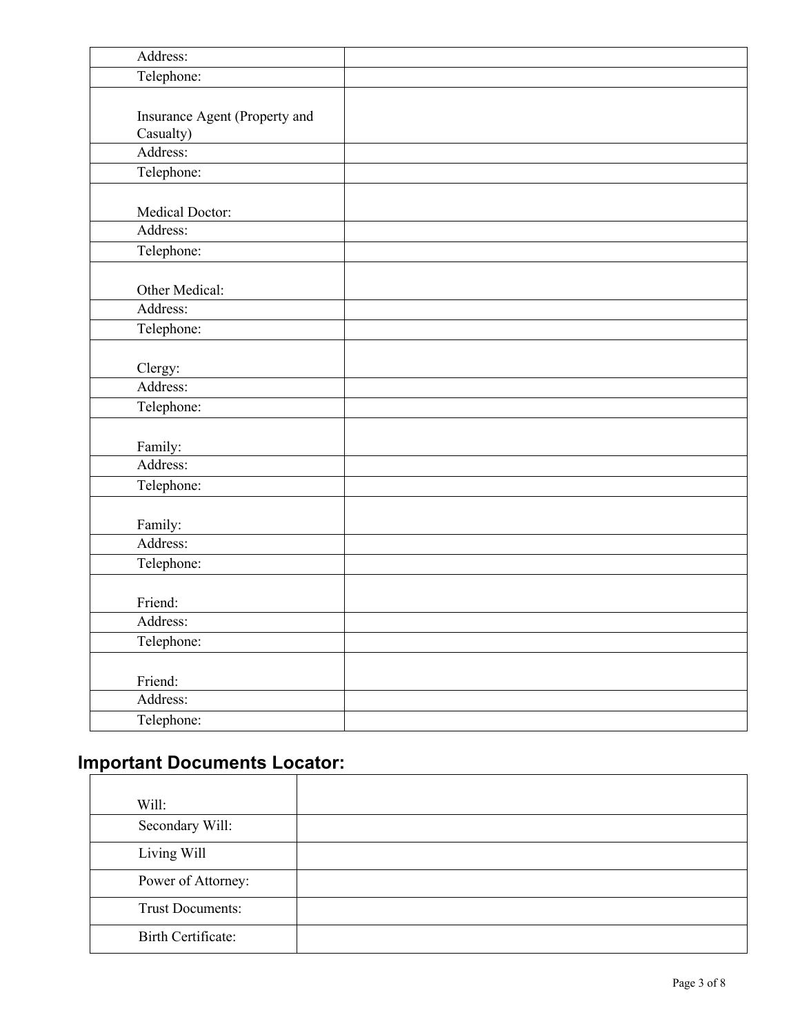| | |
|---|---|
| Address: | |
| Telephone: | |
| Insurance Agent (Property and Casualty) | |
| Address: | |
| Telephone: | |
| Medical Doctor: | |
| Address: | |
| Telephone: | |
| Other Medical: | |
| Address: | |
| Telephone: | |
| Clergy: | |
| Address: | |
| Telephone: | |
| Family: | |
| Address: | |
| Telephone: | |
| Family: | |
| Address: | |
| Telephone: | |
| Friend: | |
| Address: | |
| Telephone: | |
| Friend: | |
| Address: | |
| Telephone: | |

## Important Documents Locator:

| | |
|---|---|
| Will: | |
| Secondary Will: | |
| Living Will | |
| Power of Attorney: | |
| Trust Documents: | |
| Birth Certificate: | |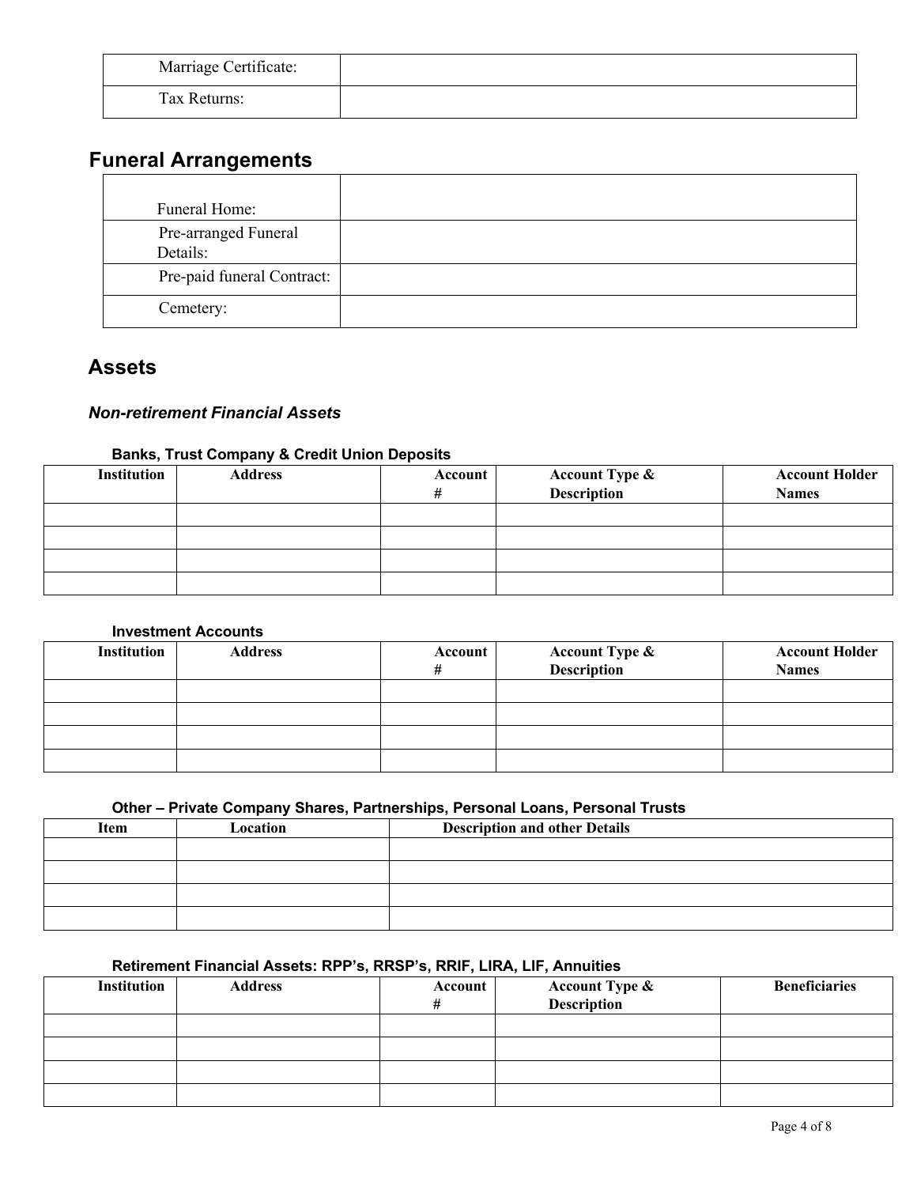| | |
|---|---|
| Marriage Certificate: | |
| Tax Returns: | |

## Funeral Arrangements

| | |
|---|---|
| Funeral Home: | |
| Pre-arranged Funeral Details: | |
| Pre-paid funeral Contract: | |
| Cemetery: | |

## Assets

### *Non-retirement Financial Assets*

#### Banks, Trust Company & Credit Union Deposits

| Institution | Address | Account # | Account Type & Description | Account Holder Names |
|---|---|---|---|---|
| | | | | |
| | | | | |
| | | | | |
| | | | | |

#### Investment Accounts

| Institution | Address | Account # | Account Type & Description | Account Holder Names |
|---|---|---|---|---|
| | | | | |
| | | | | |
| | | | | |
| | | | | |

#### Other – Private Company Shares, Partnerships, Personal Loans, Personal Trusts

| Item | Location | Description and other Details |
|---|---|---|
| | | |
| | | |
| | | |
| | | |

#### Retirement Financial Assets: RPP's, RRSP's, RRIF, LIRA, LIF, Annuities

| Institution | Address | Account # | Account Type & Description | Beneficiaries |
|---|---|---|---|---|
| | | | | |
| | | | | |
| | | | | |
| | | | | |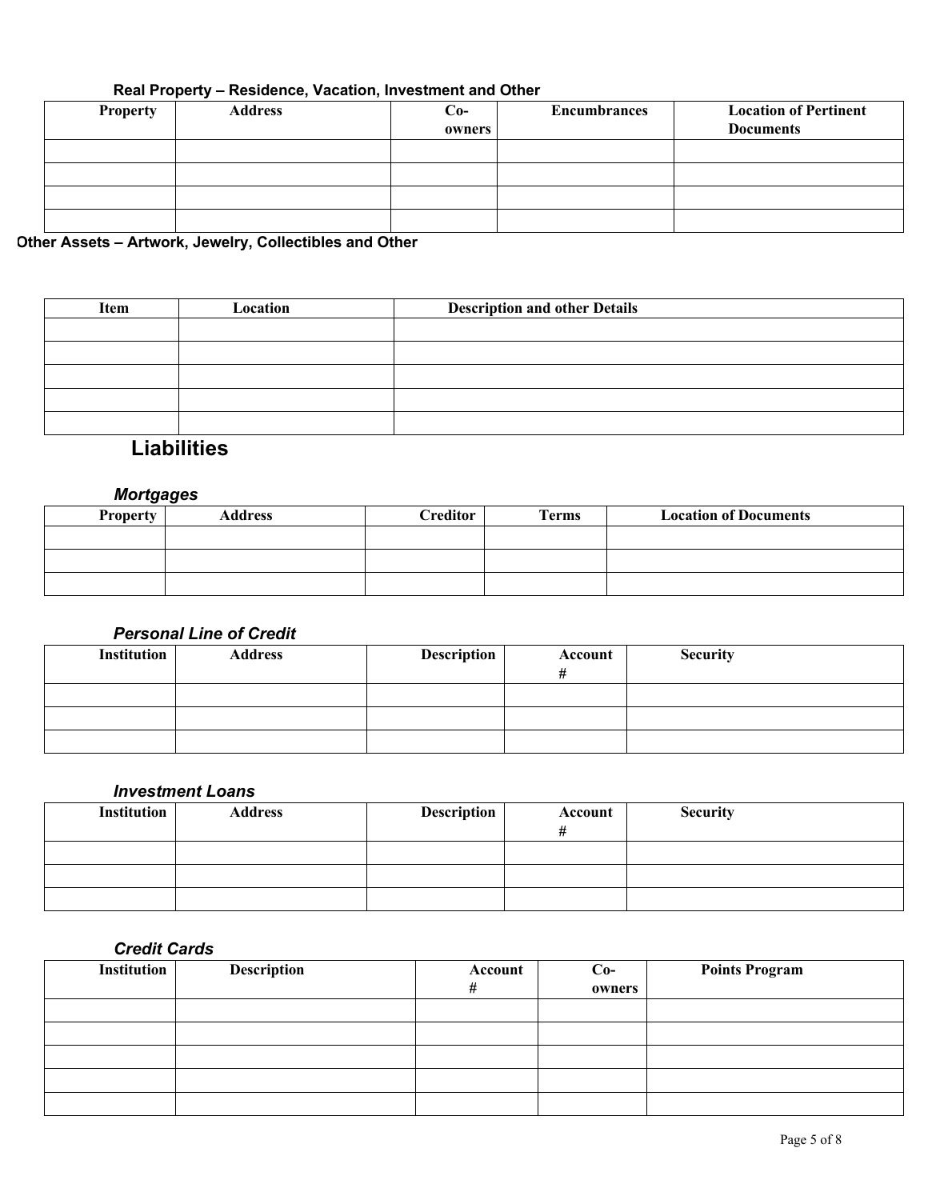### Real Property – Residence, Vacation, Investment and Other

| Property | Address | Co-owners | Encumbrances | Location of Pertinent Documents |
|---|---|---|---|---|
| | | | | |
| | | | | |
| | | | | |
| | | | | |

### Other Assets – Artwork, Jewelry, Collectibles and Other

| Item | Location | Description and other Details |
|---|---|---|
| | | |
| | | |
| | | |
| | | |
| | | |

## Liabilities

### *Mortgages*

| Property | Address | Creditor | Terms | Location of Documents |
|---|---|---|---|---|
| | | | | |
| | | | | |
| | | | | |

### *Personal Line of Credit*

| Institution | Address | Description | Account # | Security |
|---|---|---|---|---|
| | | | | |
| | | | | |
| | | | | |

### *Investment Loans*

| Institution | Address | Description | Account # | Security |
|---|---|---|---|---|
| | | | | |
| | | | | |
| | | | | |

### *Credit Cards*

| Institution | Description | Account # | Co-owners | Points Program |
|---|---|---|---|---|
| | | | | |
| | | | | |
| | | | | |
| | | | | |
| | | | | |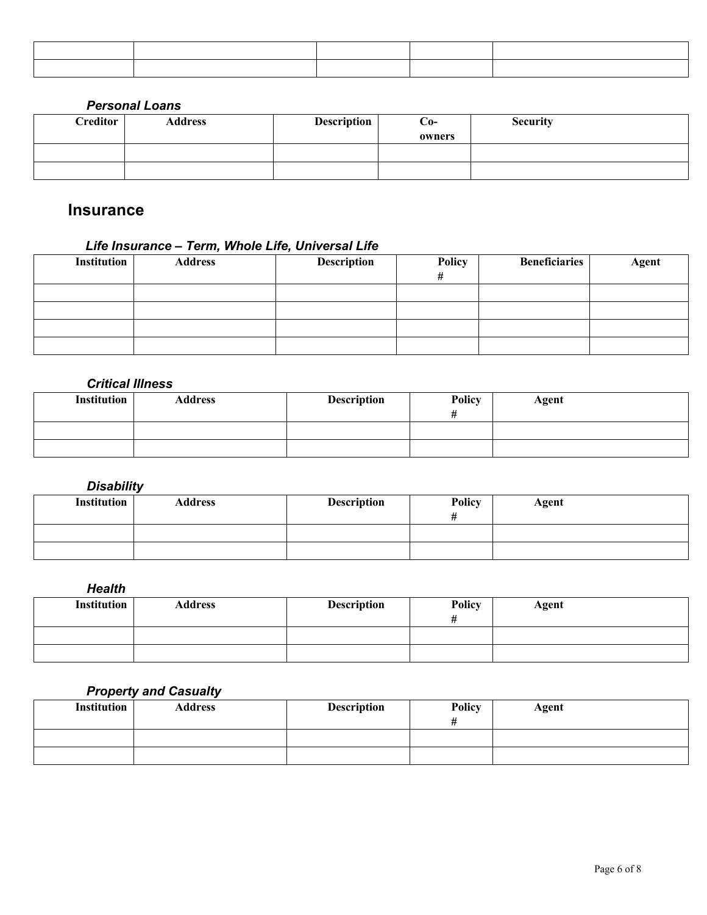| | | | | |
|---|---|---|---|---|
| | | | | |
| | | | | |

### *Personal Loans*

| Creditor | Address | Description | Co-owners | Security |
|---|---|---|---|---|
| | | | | |
| | | | | |

## Insurance

### *Life Insurance – Term, Whole Life, Universal Life*

| Institution | Address | Description | Policy # | Beneficiaries | Agent |
|---|---|---|---|---|---|
| | | | | | |
| | | | | | |
| | | | | | |
| | | | | | |

### *Critical Illness*

| Institution | Address | Description | Policy # | Agent |
|---|---|---|---|---|
| | | | | |
| | | | | |

### *Disability*

| Institution | Address | Description | Policy # | Agent |
|---|---|---|---|---|
| | | | | |
| | | | | |

### *Health*

| Institution | Address | Description | Policy # | Agent |
|---|---|---|---|---|
| | | | | |
| | | | | |

### *Property and Casualty*

| Institution | Address | Description | Policy # | Agent |
|---|---|---|---|---|
| | | | | |
| | | | | |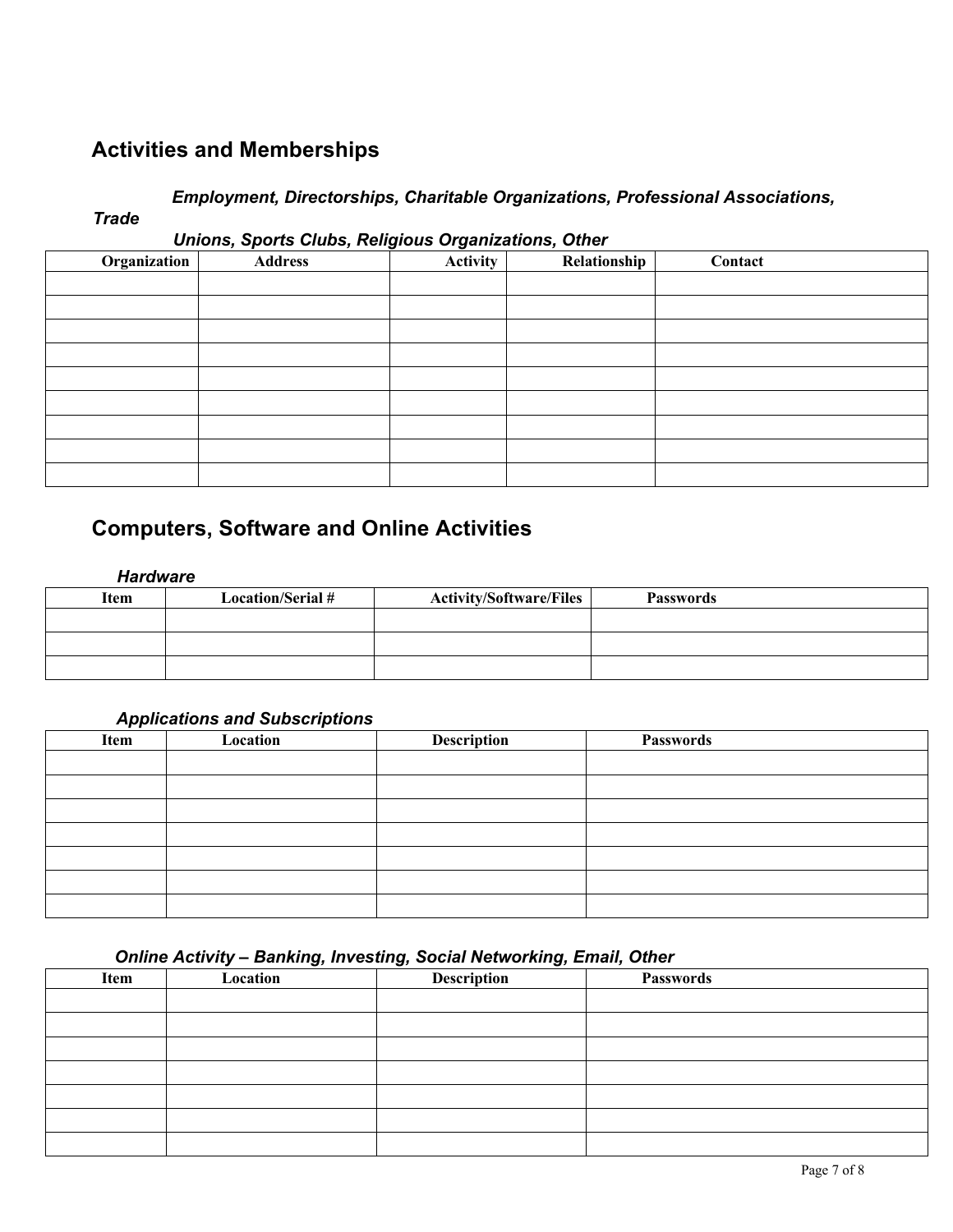## Activities and Memberships

***Employment, Directorships, Charitable Organizations, Professional Associations, Trade Unions, Sports Clubs, Religious Organizations, Other***

| Organization | Address | Activity | Relationship | Contact |
|---|---|---|---|---|
| | | | | |
| | | | | |
| | | | | |
| | | | | |
| | | | | |
| | | | | |
| | | | | |
| | | | | |
| | | | | |

## Computers, Software and Online Activities

***Hardware***

| Item | Location/Serial # | Activity/Software/Files | Passwords |
|---|---|---|---|
| | | | |
| | | | |
| | | | |

***Applications and Subscriptions***

| Item | Location | Description | Passwords |
|---|---|---|---|
| | | | |
| | | | |
| | | | |
| | | | |
| | | | |
| | | | |
| | | | |

***Online Activity – Banking, Investing, Social Networking, Email, Other***

| Item | Location | Description | Passwords |
|---|---|---|---|
| | | | |
| | | | |
| | | | |
| | | | |
| | | | |
| | | | |
| | | | |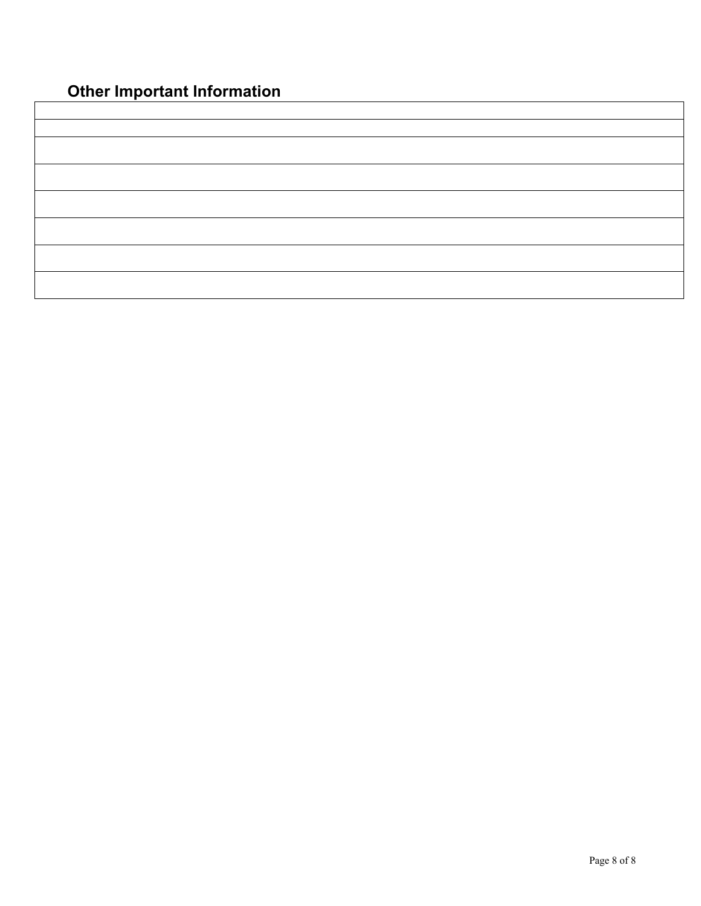## Other Important Information

| |
|---|
| |
| |
| |
| |
| |
| |
| |